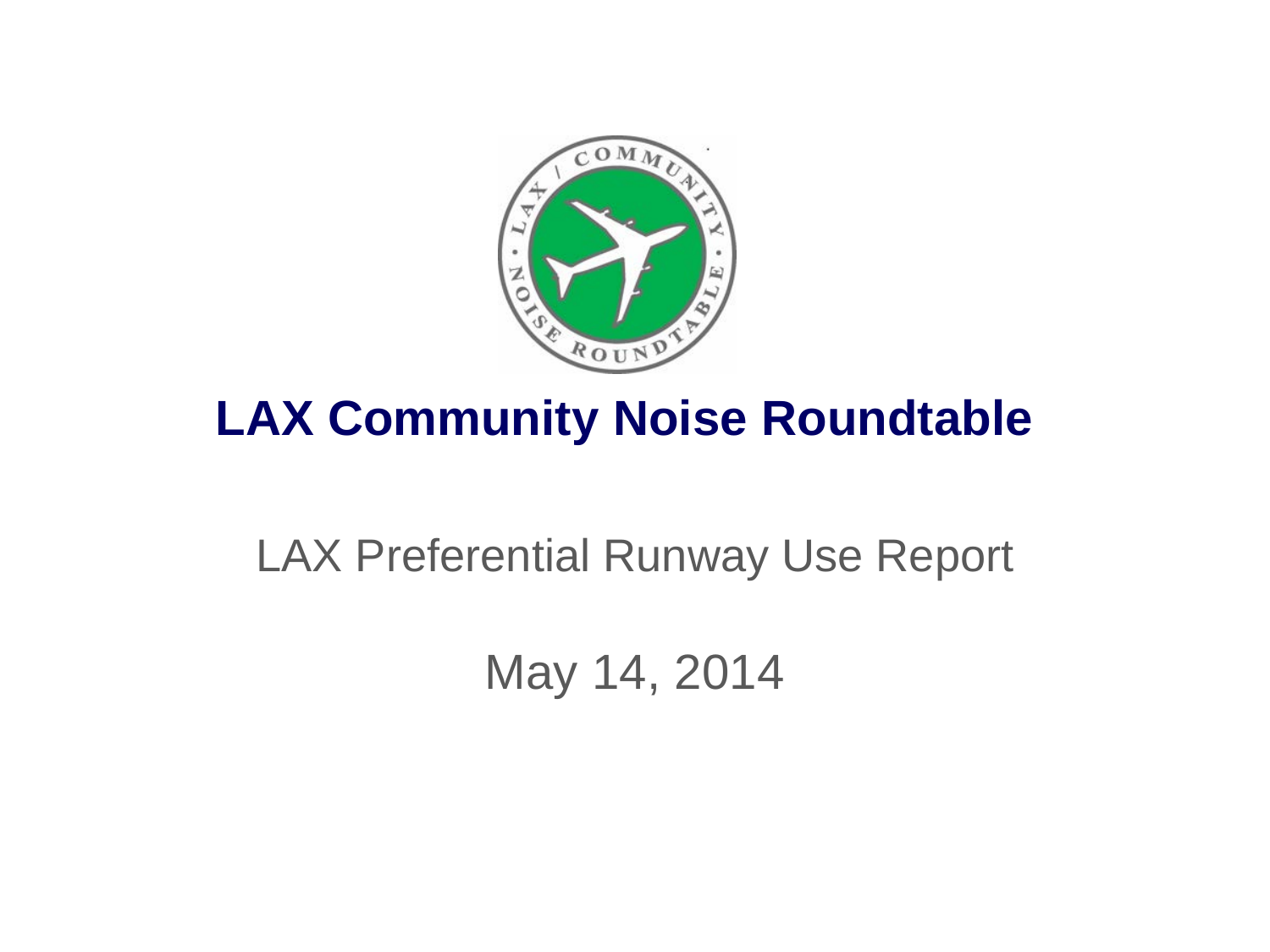# LAX Community Noise Roundtable

LAX Preferential Runway Use Report

May 14, 2014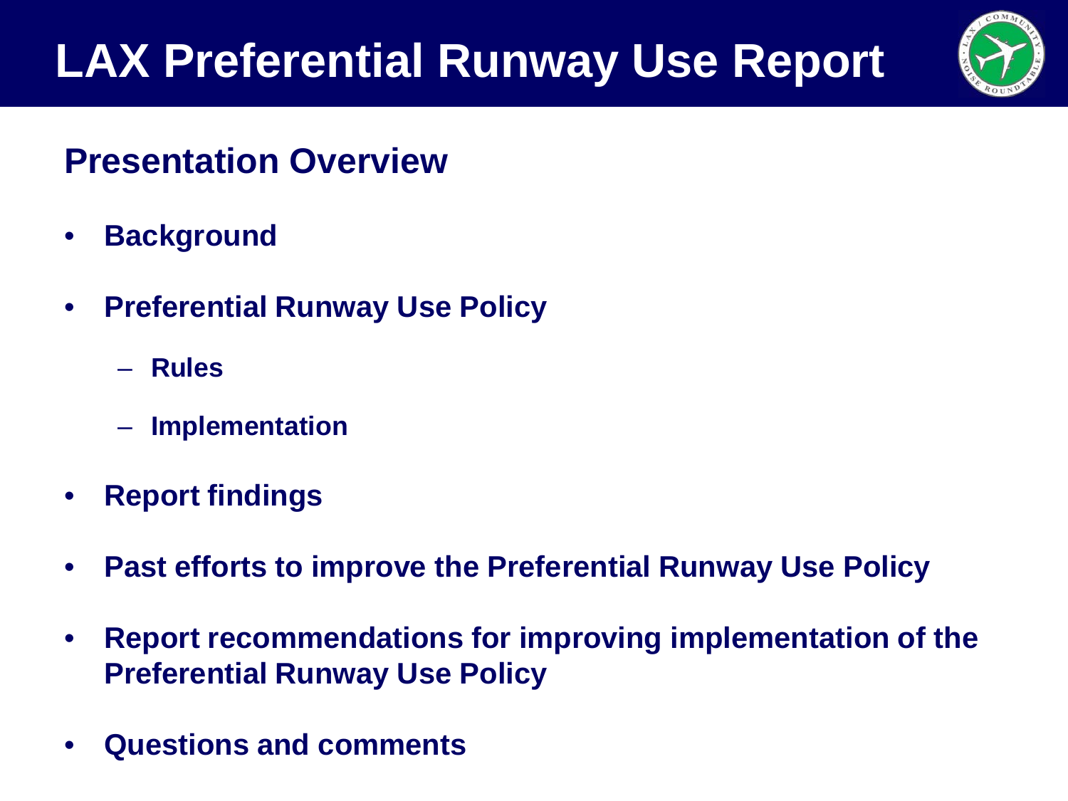# LAX Preferential Runway Use Report

## Presentation Overview

- **Background**
- **Preferential Runway Use Policy**
  - **Rules**
  - **Implementation**
- **Report findings**
- **Past efforts to improve the Preferential Runway Use Policy**
- **Report recommendations for improving implementation of the Preferential Runway Use Policy**
- **Questions and comments**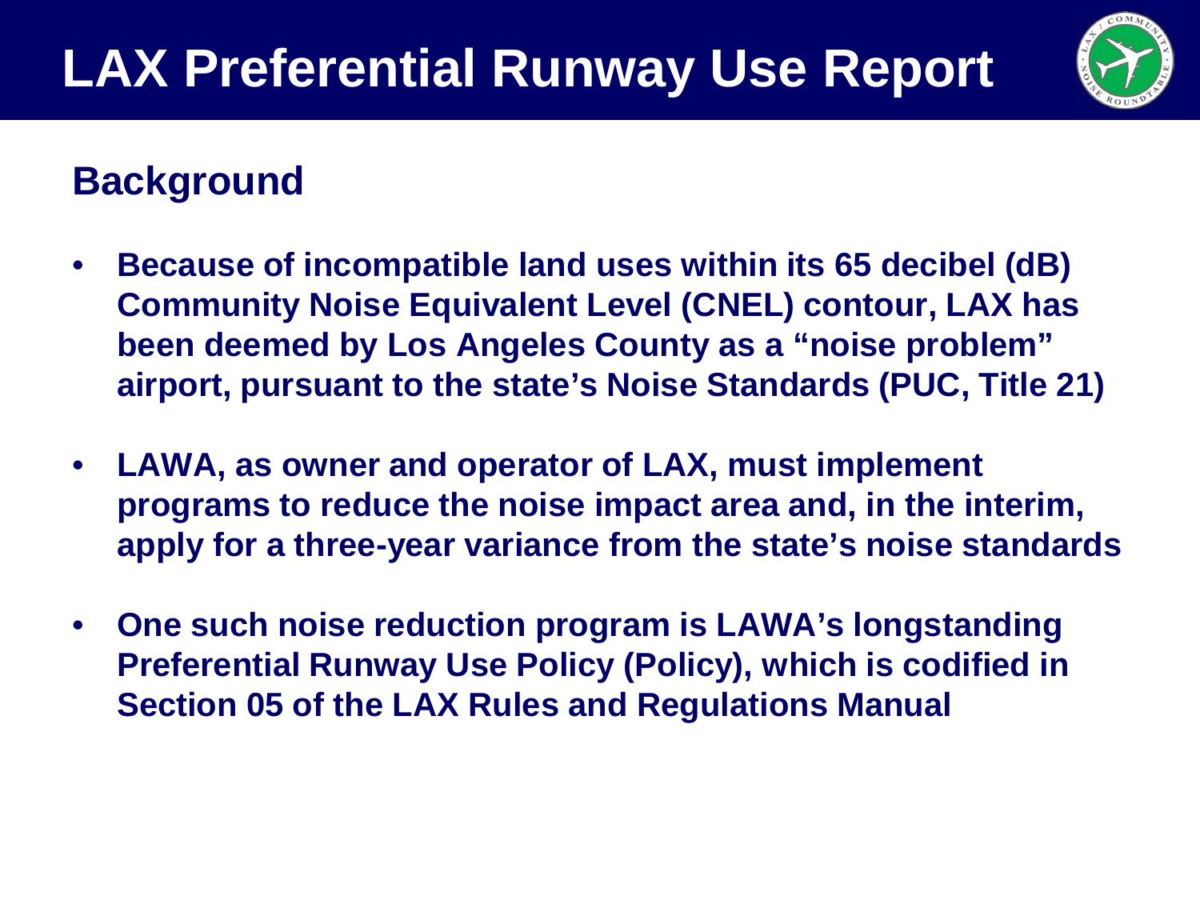# LAX Preferential Runway Use Report

## Background

- **Because of incompatible land uses within its 65 decibel (dB) Community Noise Equivalent Level (CNEL) contour, LAX has been deemed by Los Angeles County as a "noise problem" airport, pursuant to the state's Noise Standards (PUC, Title 21)**

- **LAWA, as owner and operator of LAX, must implement programs to reduce the noise impact area and, in the interim, apply for a three-year variance from the state's noise standards**

- **One such noise reduction program is LAWA's longstanding Preferential Runway Use Policy (Policy), which is codified in Section 05 of the LAX Rules and Regulations Manual**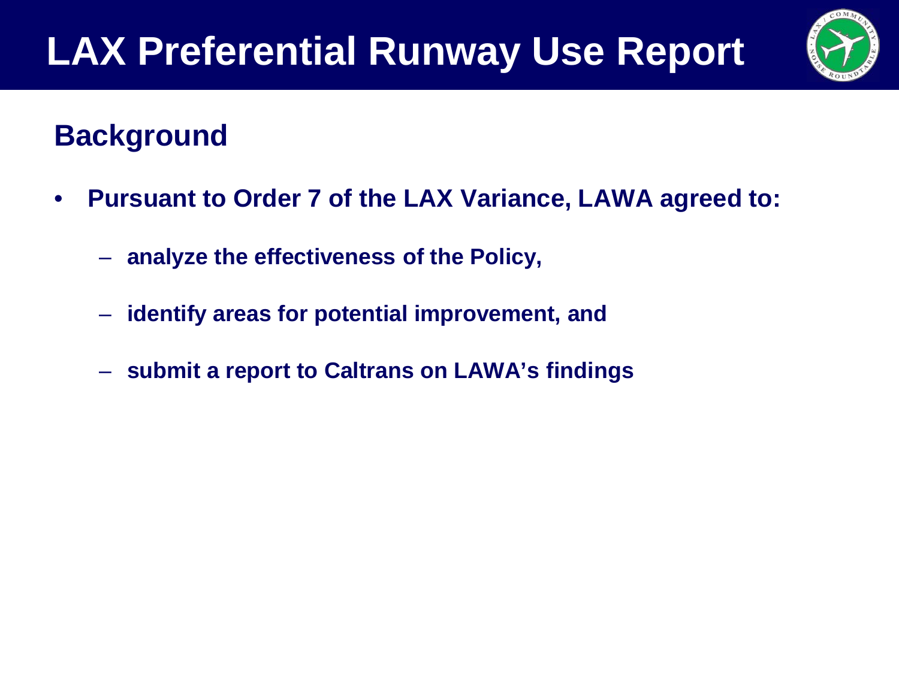# LAX Preferential Runway Use Report

## Background

- **Pursuant to Order 7 of the LAX Variance, LAWA agreed to:**
  - **analyze the effectiveness of the Policy,**
  - **identify areas for potential improvement, and**
  - **submit a report to Caltrans on LAWA's findings**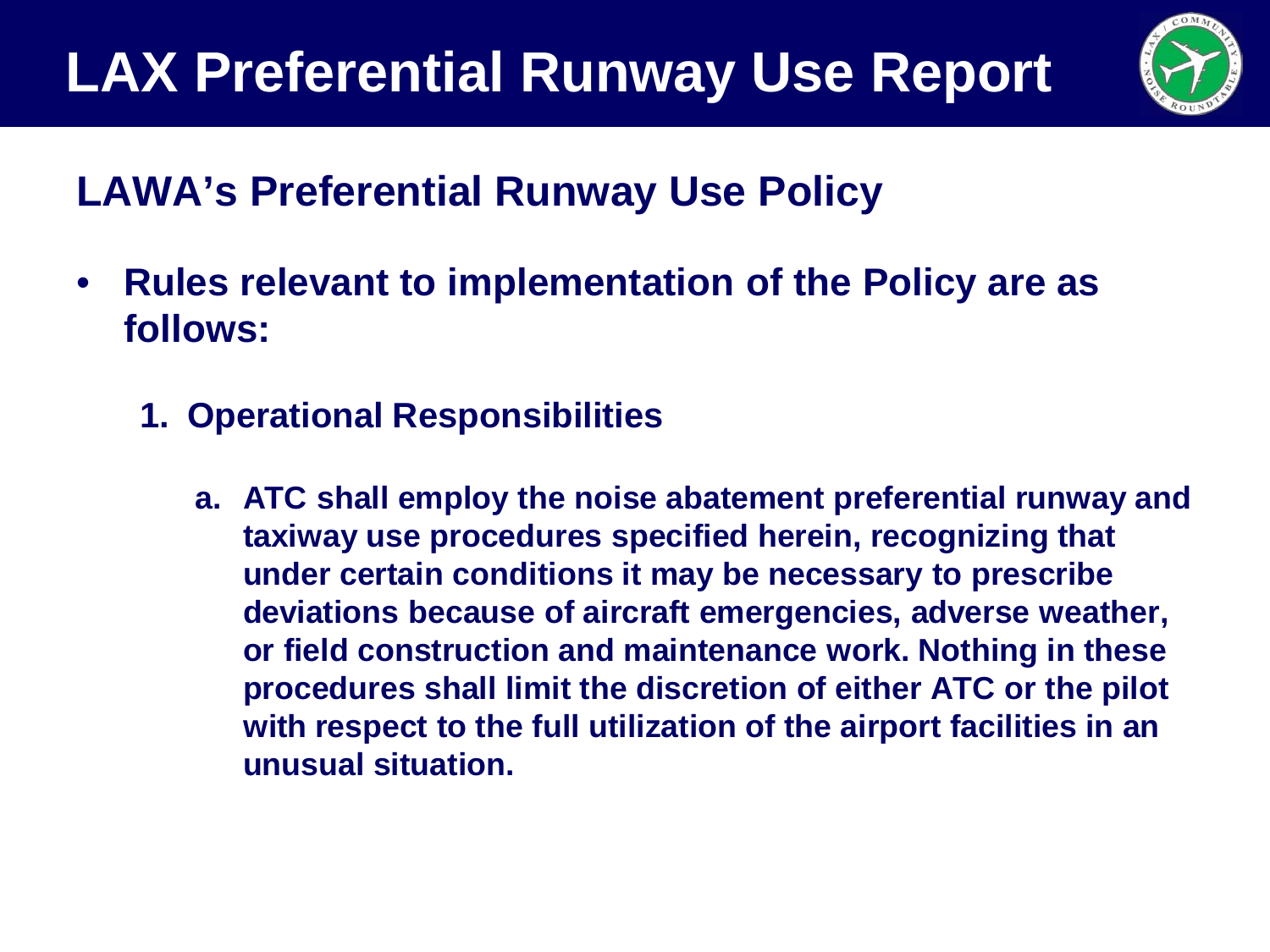# LAX Preferential Runway Use Report

## LAWA's Preferential Runway Use Policy

- **Rules relevant to implementation of the Policy are as follows:**

  1. **Operational Responsibilities**

     a. **ATC shall employ the noise abatement preferential runway and taxiway use procedures specified herein, recognizing that under certain conditions it may be necessary to prescribe deviations because of aircraft emergencies, adverse weather, or field construction and maintenance work. Nothing in these procedures shall limit the discretion of either ATC or the pilot with respect to the full utilization of the airport facilities in an unusual situation.**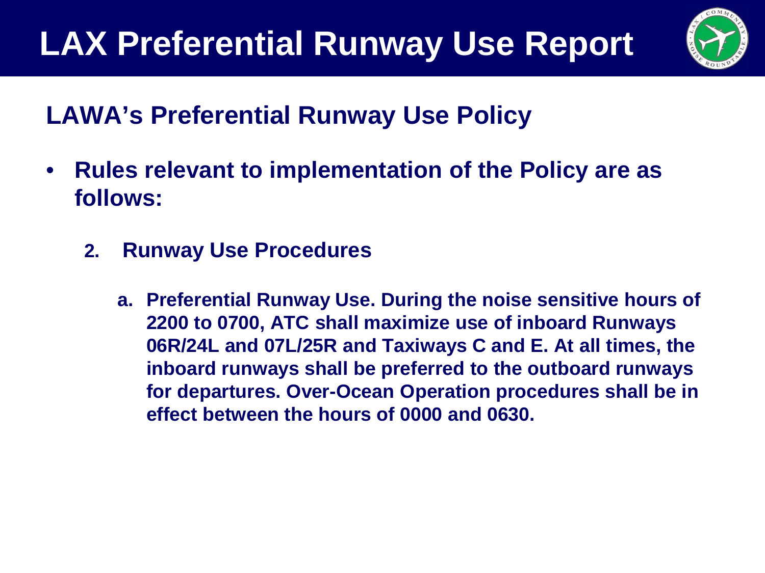# LAX Preferential Runway Use Report

## LAWA's Preferential Runway Use Policy

- **Rules relevant to implementation of the Policy are as follows:**

  2. **Runway Use Procedures**

     a. **Preferential Runway Use. During the noise sensitive hours of 2200 to 0700, ATC shall maximize use of inboard Runways 06R/24L and 07L/25R and Taxiways C and E. At all times, the inboard runways shall be preferred to the outboard runways for departures. Over-Ocean Operation procedures shall be in effect between the hours of 0000 and 0630.**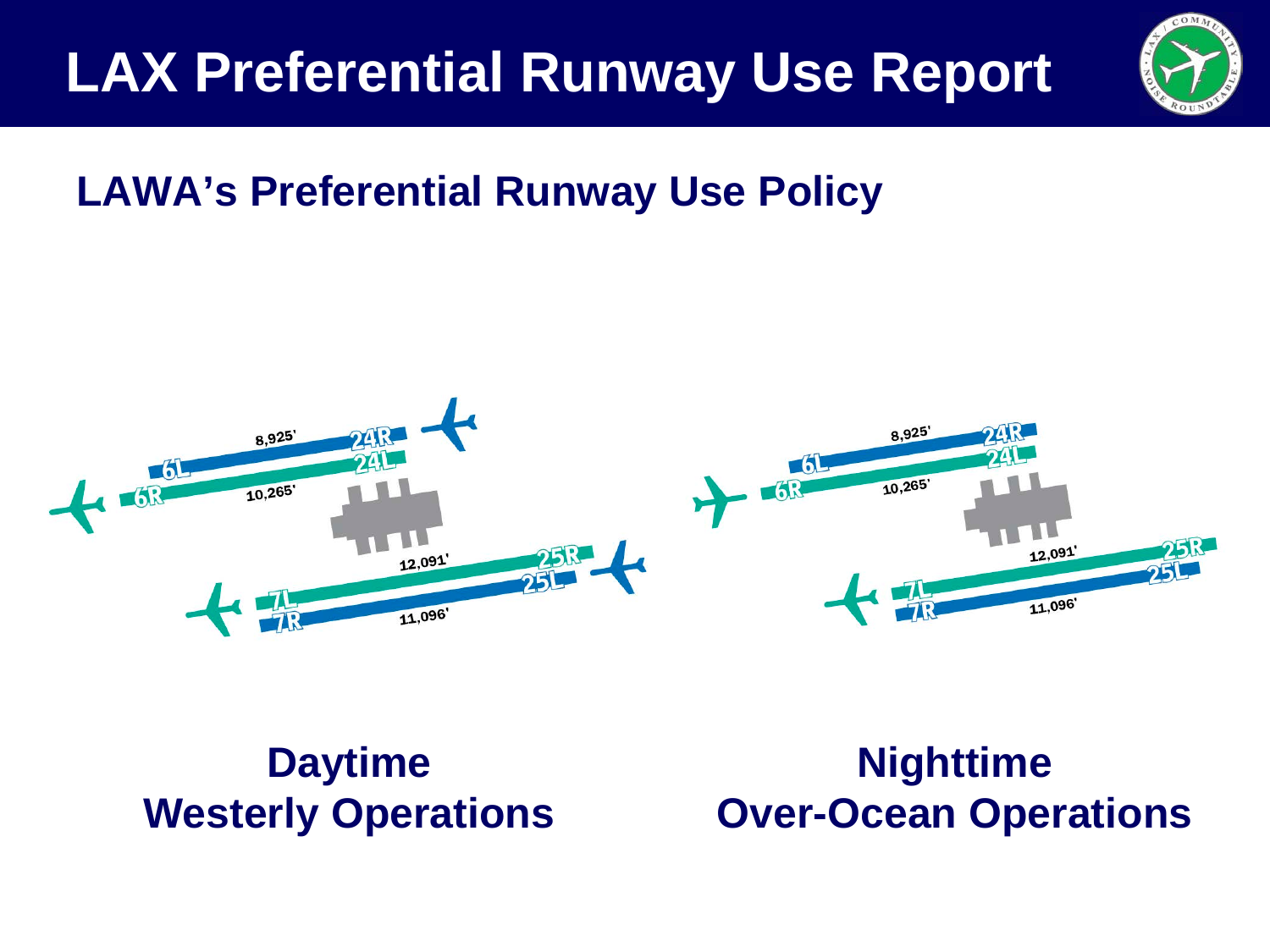# LAX Preferential Runway Use Report

## LAWA's Preferential Runway Use Policy

8,925'
24R
6L
24L
6R
10,265'

12,091'
25R
25L
7L
7R
11,096'

**Daytime**
**Westerly Operations**

8,925'
24R
6L
24L
6R
10,265'

12,091'
25R
25L
7L
7R
11,096'

**Nighttime**
**Over-Ocean Operations**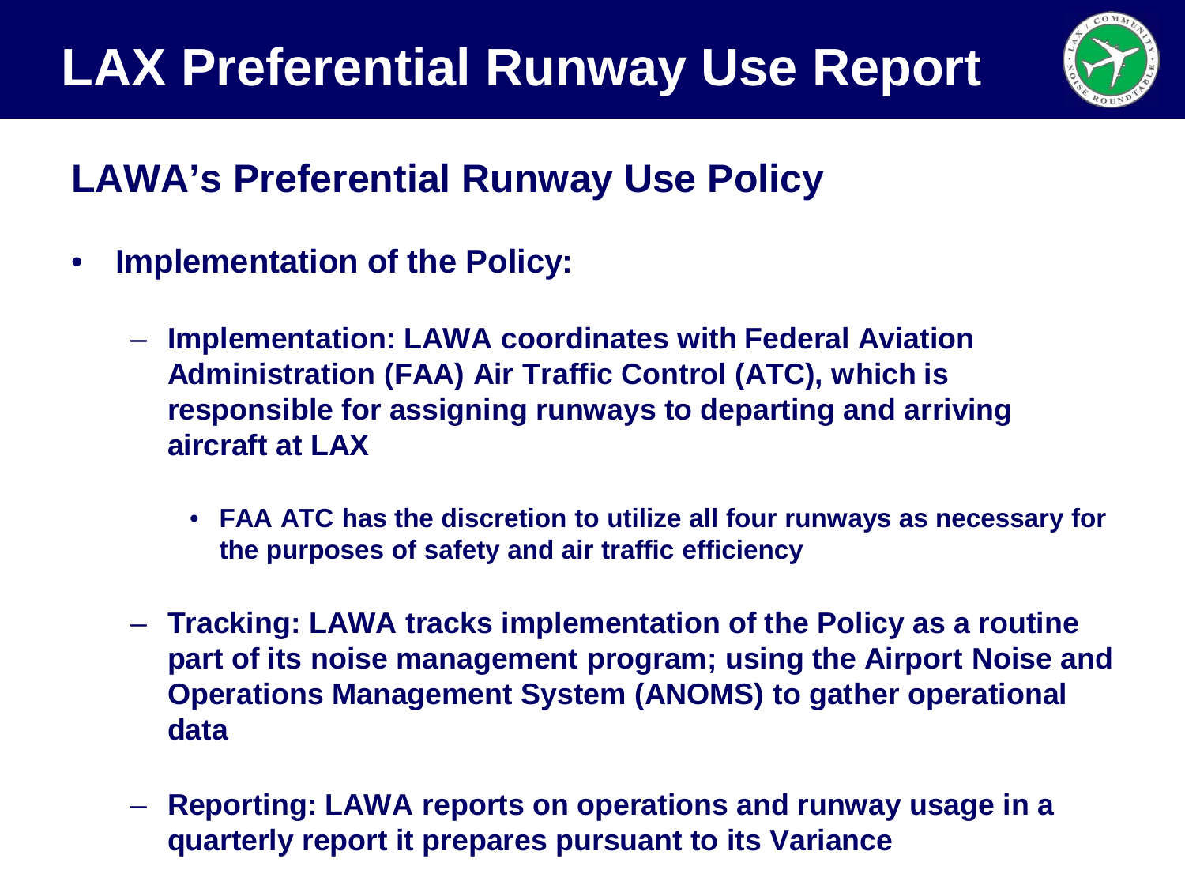# LAX Preferential Runway Use Report

## LAWA's Preferential Runway Use Policy

- **Implementation of the Policy:**
  - **Implementation: LAWA coordinates with Federal Aviation Administration (FAA) Air Traffic Control (ATC), which is responsible for assigning runways to departing and arriving aircraft at LAX**
    - **FAA ATC has the discretion to utilize all four runways as necessary for the purposes of safety and air traffic efficiency**
  - **Tracking: LAWA tracks implementation of the Policy as a routine part of its noise management program; using the Airport Noise and Operations Management System (ANOMS) to gather operational data**
  - **Reporting: LAWA reports on operations and runway usage in a quarterly report it prepares pursuant to its Variance**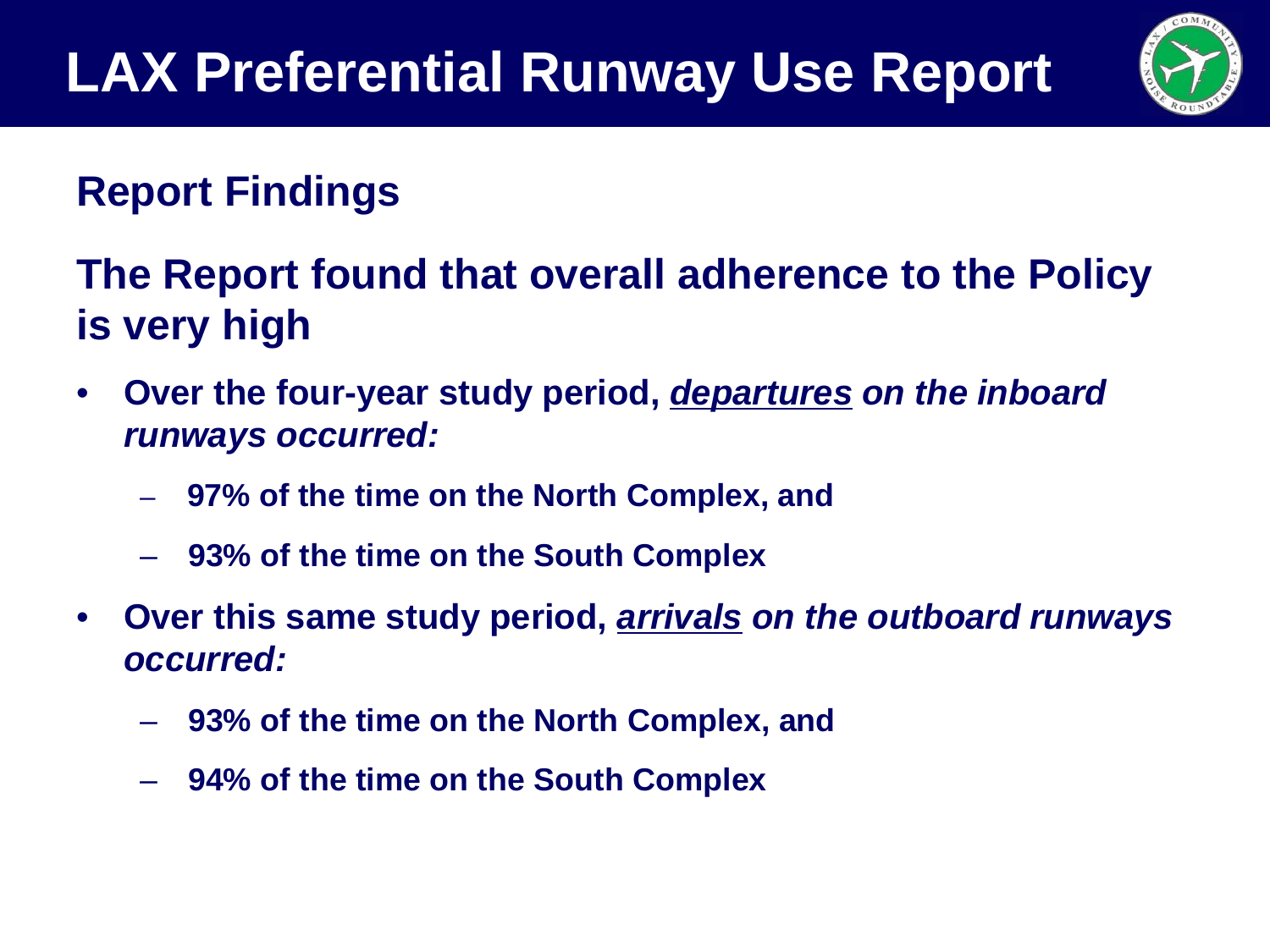# LAX Preferential Runway Use Report

## Report Findings

### The Report found that overall adherence to the Policy is very high

- **Over the four-year study period, *<u>departures</u> on the inboard runways occurred:***
  - **97% of the time on the North Complex, and**
  - **93% of the time on the South Complex**
- **Over this same study period, *<u>arrivals</u> on the outboard runways occurred:***
  - **93% of the time on the North Complex, and**
  - **94% of the time on the South Complex**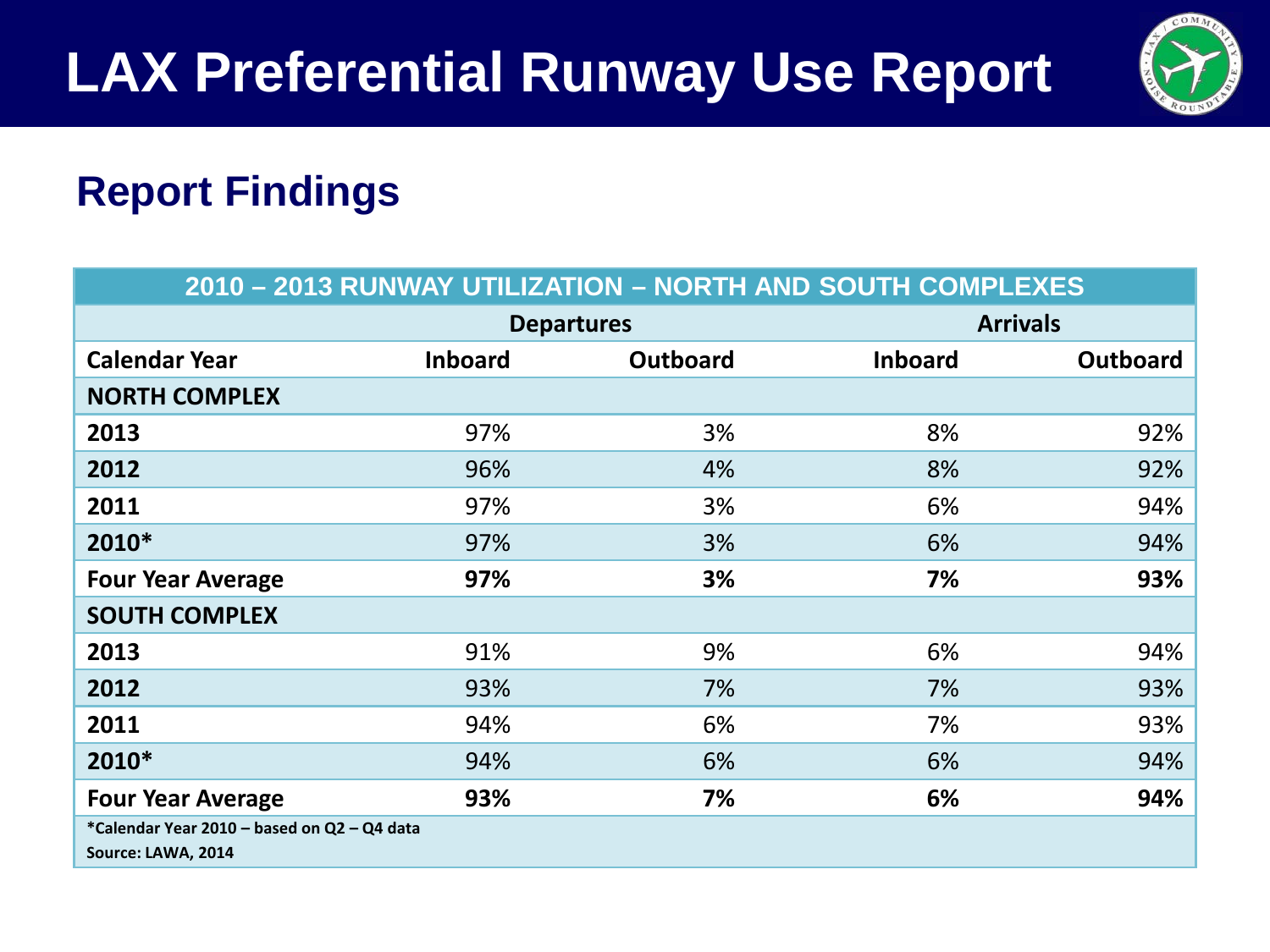# LAX Preferential Runway Use Report

## Report Findings

| 2010 – 2013 RUNWAY UTILIZATION – NORTH AND SOUTH COMPLEXES | | | | |
|---|---|---|---|---|
| | Departures | | Arrivals | |
| **Calendar Year** | **Inboard** | **Outboard** | **Inboard** | **Outboard** |
| **NORTH COMPLEX** | | | | |
| **2013** | 97% | 3% | 8% | 92% |
| **2012** | 96% | 4% | 8% | 92% |
| **2011** | 97% | 3% | 6% | 94% |
| **2010*** | 97% | 3% | 6% | 94% |
| **Four Year Average** | **97%** | **3%** | **7%** | **93%** |
| **SOUTH COMPLEX** | | | | |
| **2013** | 91% | 9% | 6% | 94% |
| **2012** | 93% | 7% | 7% | 93% |
| **2011** | 94% | 6% | 7% | 93% |
| **2010*** | 94% | 6% | 6% | 94% |
| **Four Year Average** | **93%** | **7%** | **6%** | **94%** |

**\*Calendar Year 2010 – based on Q2 – Q4 data**

**Source: LAWA, 2014**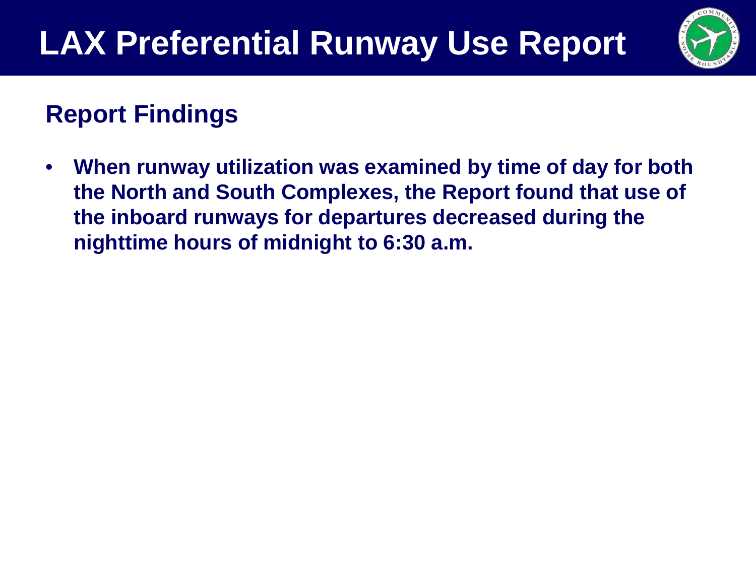# LAX Preferential Runway Use Report

## Report Findings

- **When runway utilization was examined by time of day for both the North and South Complexes, the Report found that use of the inboard runways for departures decreased during the nighttime hours of midnight to 6:30 a.m.**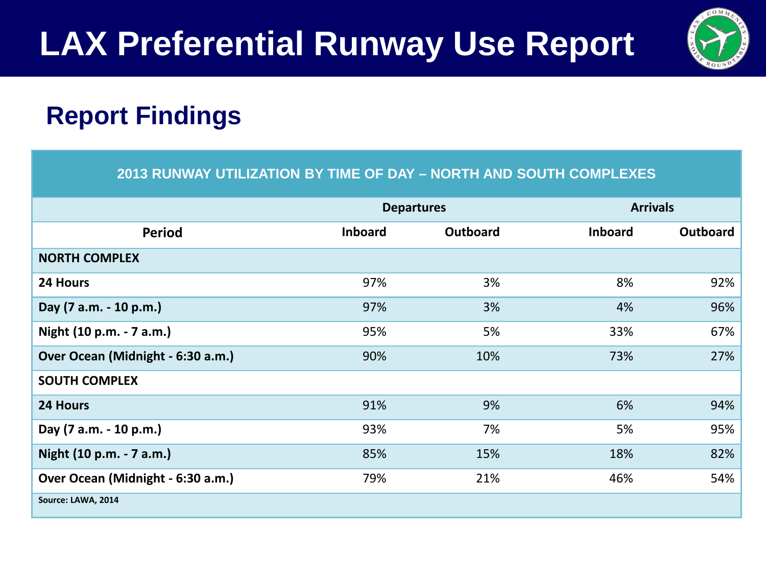# LAX Preferential Runway Use Report

## Report Findings

| 2013 RUNWAY UTILIZATION BY TIME OF DAY – NORTH AND SOUTH COMPLEXES | | | | |
|---|---|---|---|---|
| | **Departures** | | **Arrivals** | |
| **Period** | **Inboard** | **Outboard** | **Inboard** | **Outboard** |
| **NORTH COMPLEX** | | | | |
| **24 Hours** | 97% | 3% | 8% | 92% |
| **Day (7 a.m. - 10 p.m.)** | 97% | 3% | 4% | 96% |
| **Night (10 p.m. - 7 a.m.)** | 95% | 5% | 33% | 67% |
| **Over Ocean (Midnight - 6:30 a.m.)** | 90% | 10% | 73% | 27% |
| **SOUTH COMPLEX** | | | | |
| **24 Hours** | 91% | 9% | 6% | 94% |
| **Day (7 a.m. - 10 p.m.)** | 93% | 7% | 5% | 95% |
| **Night (10 p.m. - 7 a.m.)** | 85% | 15% | 18% | 82% |
| **Over Ocean (Midnight - 6:30 a.m.)** | 79% | 21% | 46% | 54% |

Source: LAWA, 2014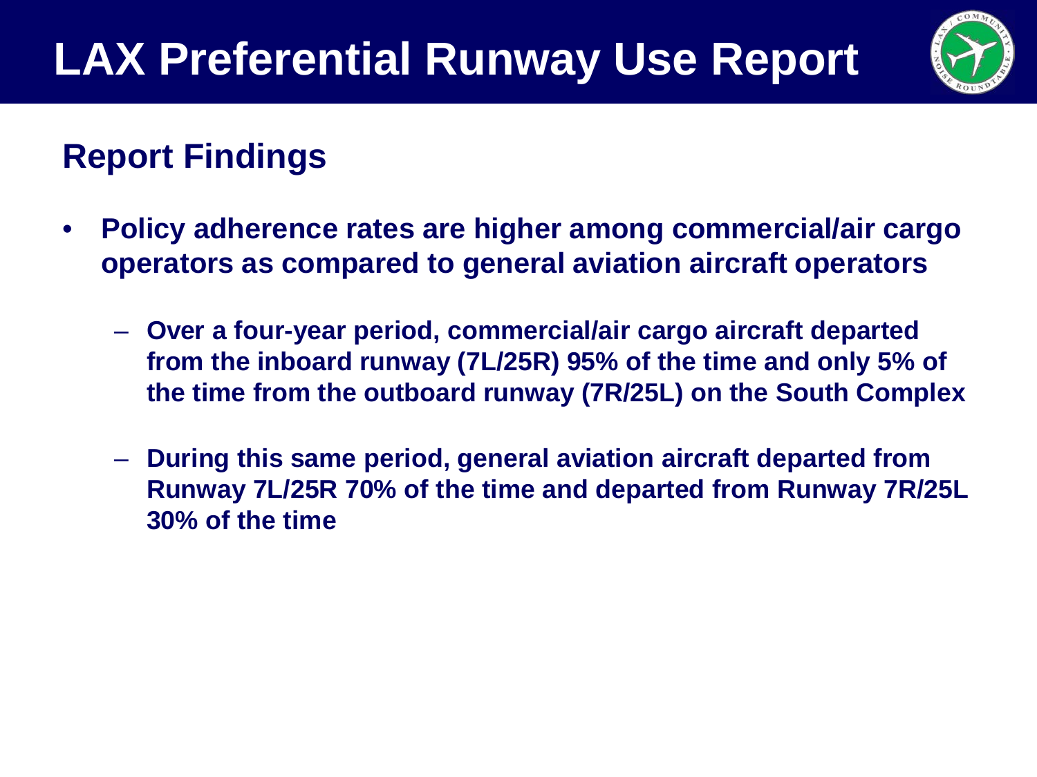# LAX Preferential Runway Use Report

## Report Findings

- **Policy adherence rates are higher among commercial/air cargo operators as compared to general aviation aircraft operators**
  - **Over a four-year period, commercial/air cargo aircraft departed from the inboard runway (7L/25R) 95% of the time and only 5% of the time from the outboard runway (7R/25L) on the South Complex**
  - **During this same period, general aviation aircraft departed from Runway 7L/25R 70% of the time and departed from Runway 7R/25L 30% of the time**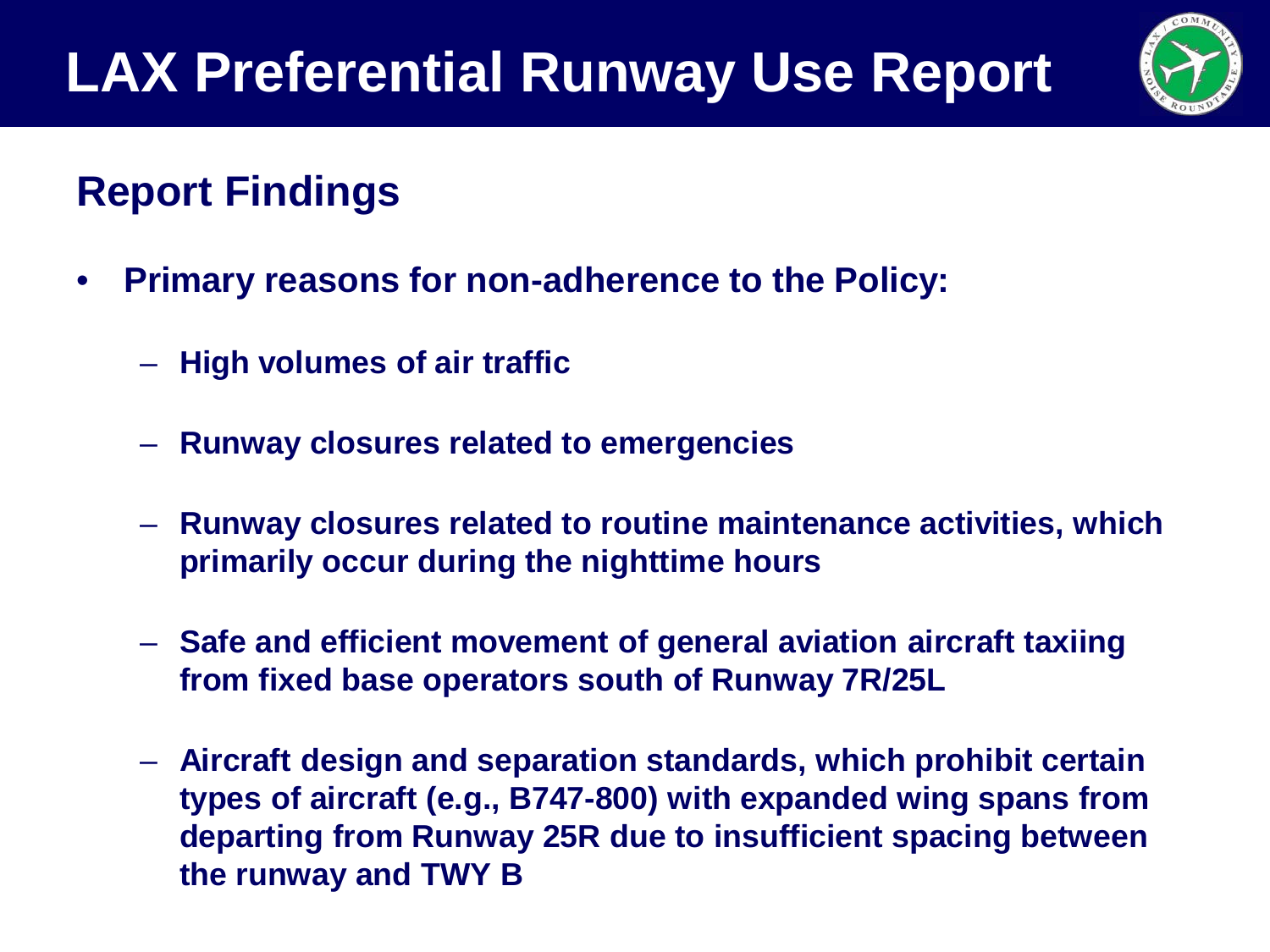# LAX Preferential Runway Use Report

## Report Findings

- **Primary reasons for non-adherence to the Policy:**
  - **High volumes of air traffic**
  - **Runway closures related to emergencies**
  - **Runway closures related to routine maintenance activities, which primarily occur during the nighttime hours**
  - **Safe and efficient movement of general aviation aircraft taxiing from fixed base operators south of Runway 7R/25L**
  - **Aircraft design and separation standards, which prohibit certain types of aircraft (e.g., B747-800) with expanded wing spans from departing from Runway 25R due to insufficient spacing between the runway and TWY B**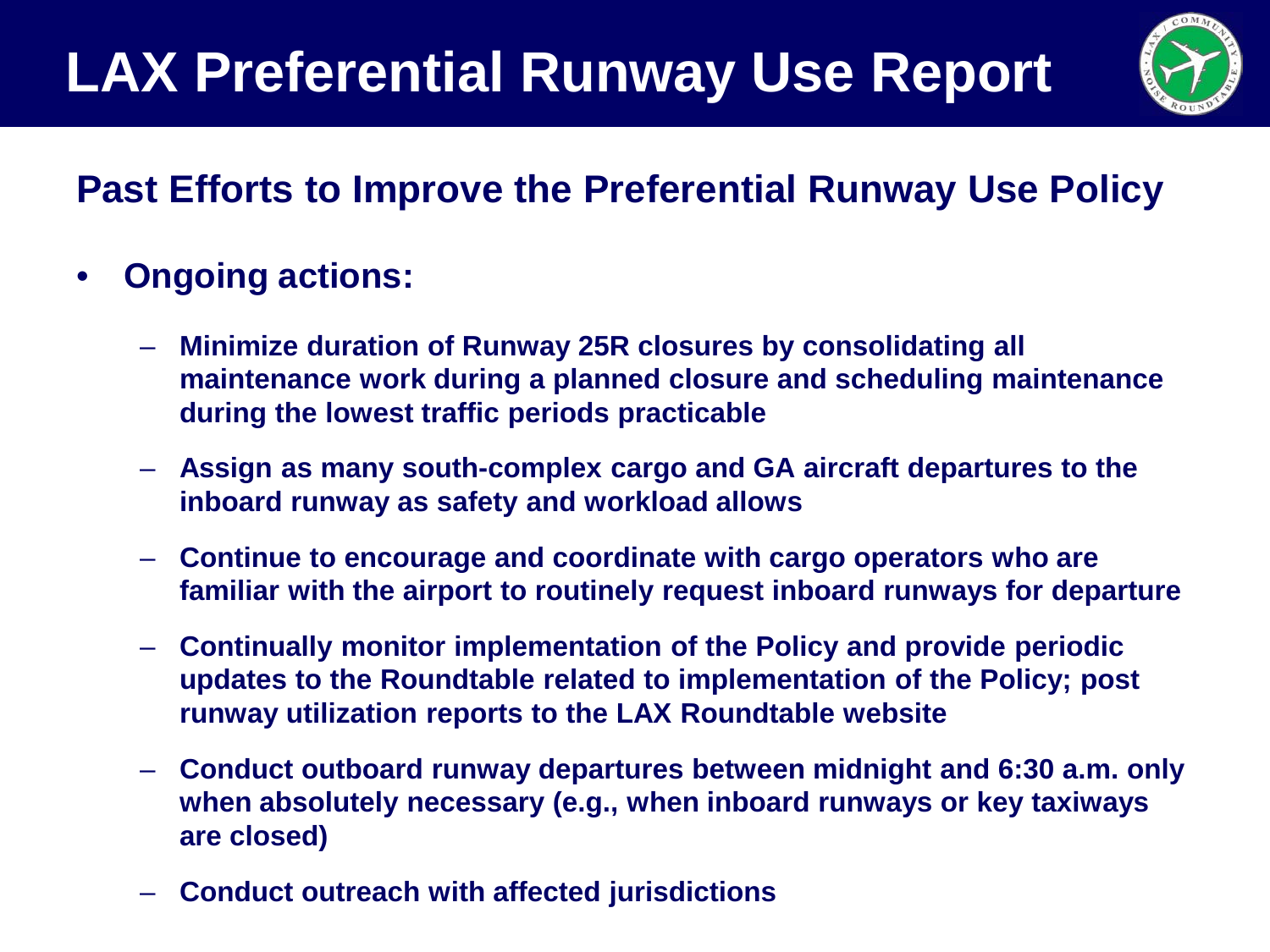# LAX Preferential Runway Use Report

## Past Efforts to Improve the Preferential Runway Use Policy

- **Ongoing actions:**
  - **Minimize duration of Runway 25R closures by consolidating all maintenance work during a planned closure and scheduling maintenance during the lowest traffic periods practicable**
  - **Assign as many south-complex cargo and GA aircraft departures to the inboard runway as safety and workload allows**
  - **Continue to encourage and coordinate with cargo operators who are familiar with the airport to routinely request inboard runways for departure**
  - **Continually monitor implementation of the Policy and provide periodic updates to the Roundtable related to implementation of the Policy; post runway utilization reports to the LAX Roundtable website**
  - **Conduct outboard runway departures between midnight and 6:30 a.m. only when absolutely necessary (e.g., when inboard runways or key taxiways are closed)**
  - **Conduct outreach with affected jurisdictions**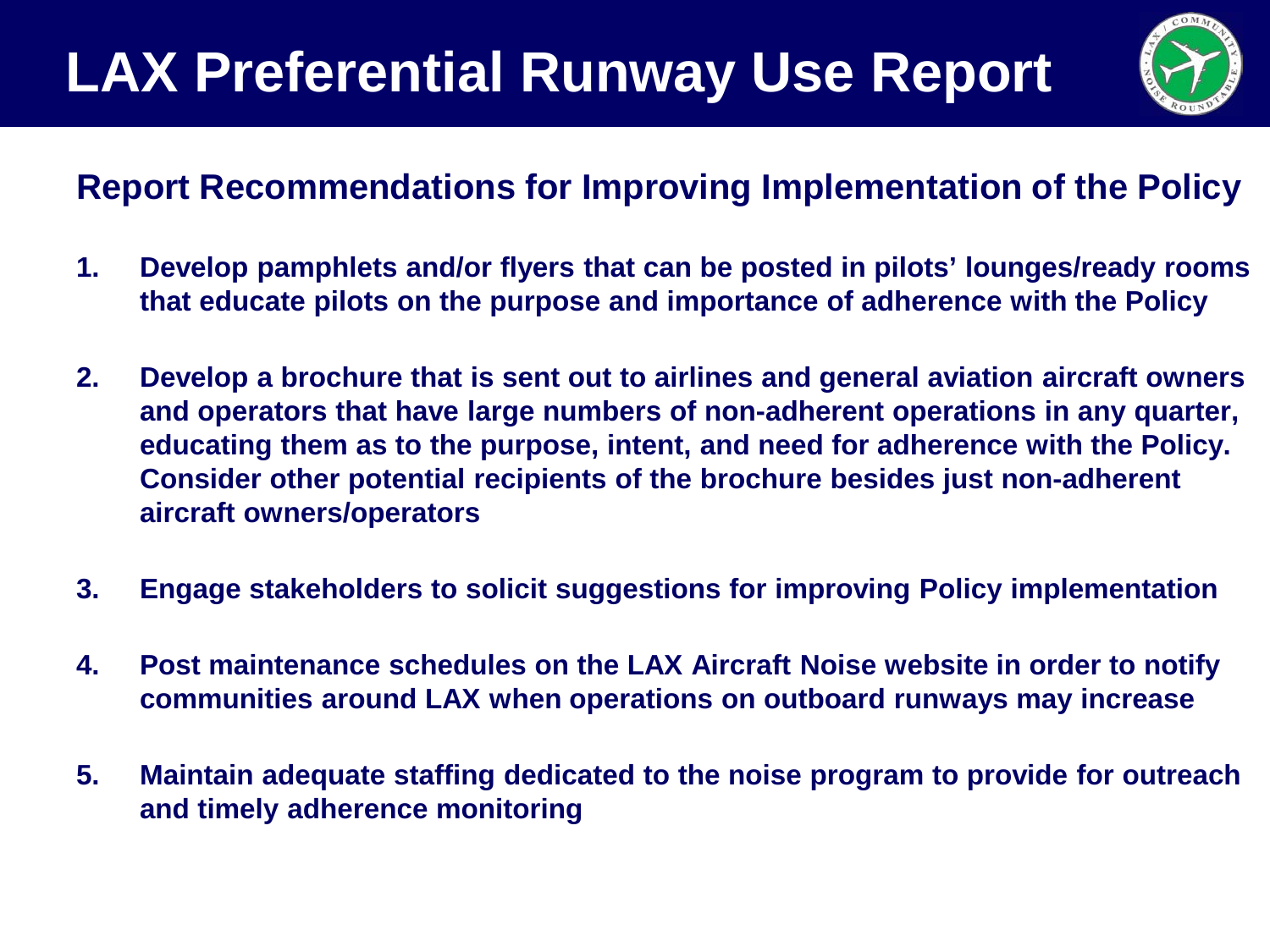# LAX Preferential Runway Use Report

## Report Recommendations for Improving Implementation of the Policy

1. **Develop pamphlets and/or flyers that can be posted in pilots' lounges/ready rooms that educate pilots on the purpose and importance of adherence with the Policy**

2. **Develop a brochure that is sent out to airlines and general aviation aircraft owners and operators that have large numbers of non-adherent operations in any quarter, educating them as to the purpose, intent, and need for adherence with the Policy. Consider other potential recipients of the brochure besides just non-adherent aircraft owners/operators**

3. **Engage stakeholders to solicit suggestions for improving Policy implementation**

4. **Post maintenance schedules on the LAX Aircraft Noise website in order to notify communities around LAX when operations on outboard runways may increase**

5. **Maintain adequate staffing dedicated to the noise program to provide for outreach and timely adherence monitoring**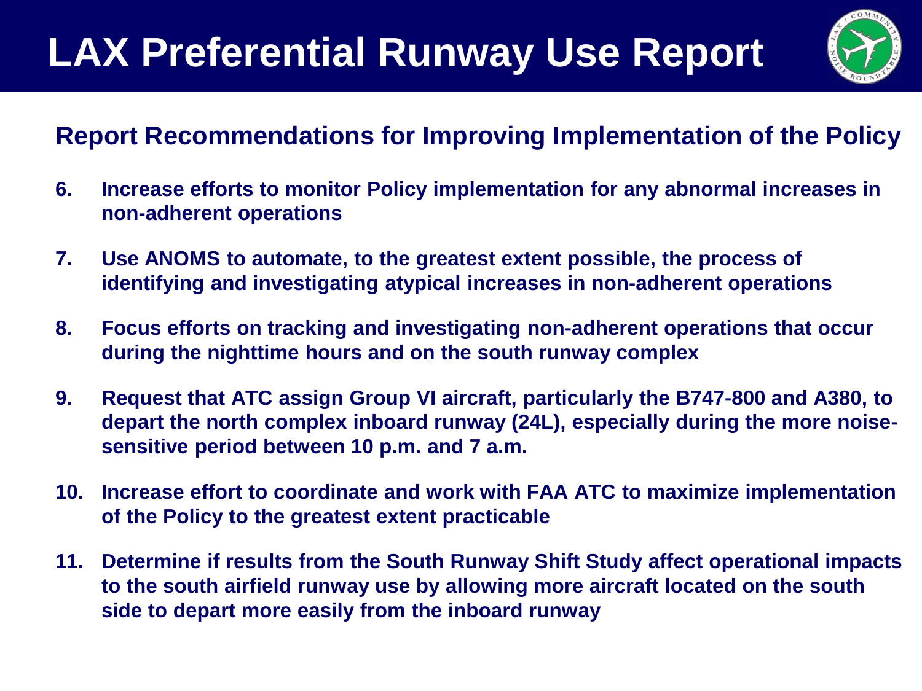# LAX Preferential Runway Use Report

## Report Recommendations for Improving Implementation of the Policy

6. **Increase efforts to monitor Policy implementation for any abnormal increases in non-adherent operations**

7. **Use ANOMS to automate, to the greatest extent possible, the process of identifying and investigating atypical increases in non-adherent operations**

8. **Focus efforts on tracking and investigating non-adherent operations that occur during the nighttime hours and on the south runway complex**

9. **Request that ATC assign Group VI aircraft, particularly the B747-800 and A380, to depart the north complex inboard runway (24L), especially during the more noise-sensitive period between 10 p.m. and 7 a.m.**

10. **Increase effort to coordinate and work with FAA ATC to maximize implementation of the Policy to the greatest extent practicable**

11. **Determine if results from the South Runway Shift Study affect operational impacts to the south airfield runway use by allowing more aircraft located on the south side to depart more easily from the inboard runway**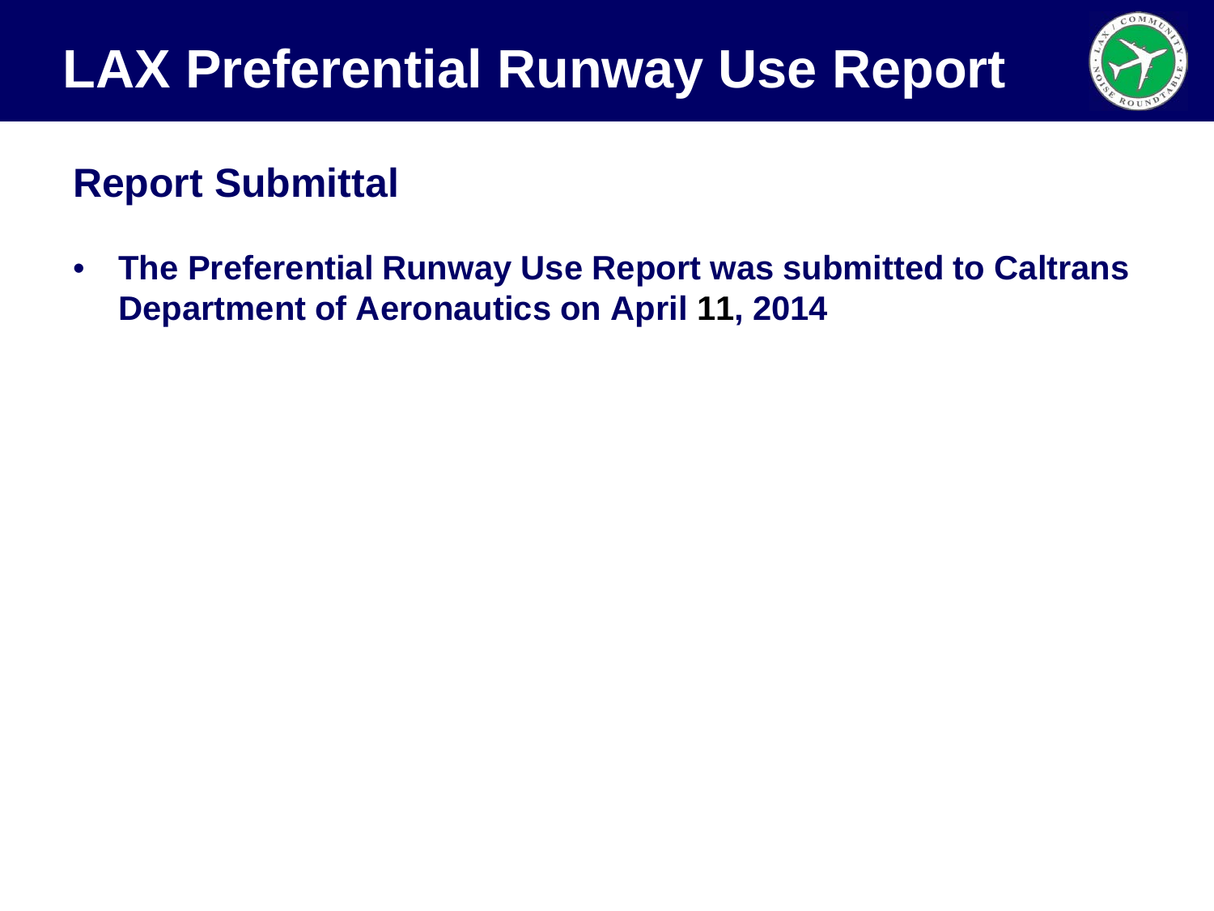# LAX Preferential Runway Use Report

## Report Submittal

- **The Preferential Runway Use Report was submitted to Caltrans Department of Aeronautics on April 11, 2014**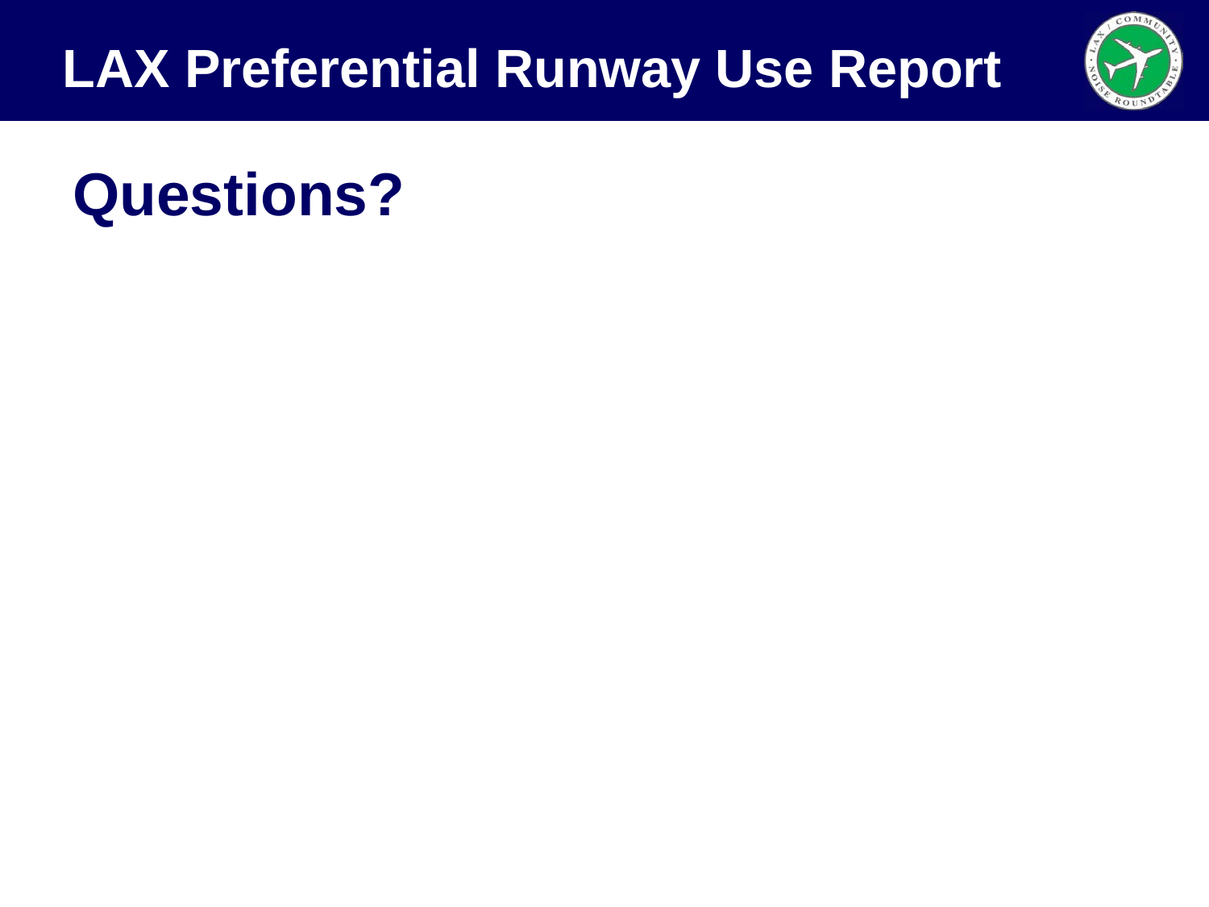# LAX Preferential Runway Use Report

## Questions?